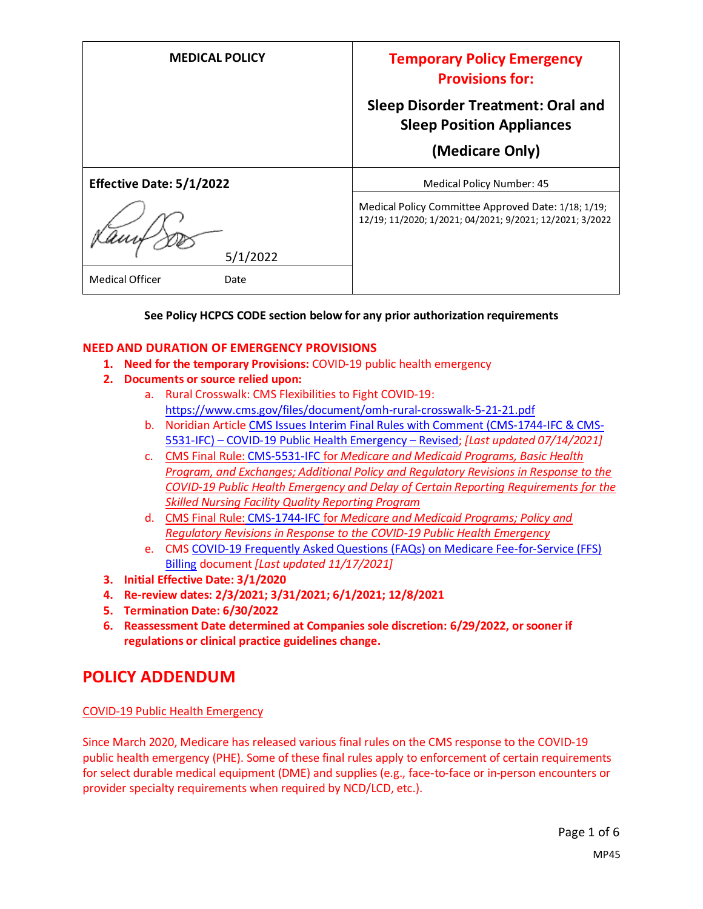| MEDICAL POLICY | Temporary Policy Emergency Provisions for: Sleep Disorder Treatment: Oral and Sleep Position Appliances (Medicare Only) |
|---|---|
| **Effective Date: 5/1/2022** | Medical Policy Number: 45 |
| 5/1/2022 | Medical Policy Committee Approved Date: 1/18; 1/19; 12/19; 11/2020; 1/2021; 04/2021; 9/2021; 12/2021; 3/2022 |
| Medical Officer Date | |

**See Policy HCPCS CODE section below for any prior authorization requirements**

## NEED AND DURATION OF EMERGENCY PROVISIONS

1. **Need for the temporary Provisions:** COVID-19 public health emergency
2. **Documents or source relied upon:**
   a. Rural Crosswalk: CMS Flexibilities to Fight COVID-19: https://www.cms.gov/files/document/omh-rural-crosswalk-5-21-21.pdf
   b. Noridian Article CMS Issues Interim Final Rules with Comment (CMS-1744-IFC & CMS-5531-IFC) – COVID-19 Public Health Emergency – Revised; *[Last updated 07/14/2021]*
   c. CMS Final Rule: CMS-5531-IFC for *Medicare and Medicaid Programs, Basic Health Program, and Exchanges; Additional Policy and Regulatory Revisions in Response to the COVID-19 Public Health Emergency and Delay of Certain Reporting Requirements for the Skilled Nursing Facility Quality Reporting Program*
   d. CMS Final Rule: CMS-1744-IFC for *Medicare and Medicaid Programs; Policy and Regulatory Revisions in Response to the COVID-19 Public Health Emergency*
   e. CMS COVID-19 Frequently Asked Questions (FAQs) on Medicare Fee-for-Service (FFS) Billing document *[Last updated 11/17/2021]*
3. **Initial Effective Date: 3/1/2020**
4. **Re-review dates: 2/3/2021; 3/31/2021; 6/1/2021; 12/8/2021**
5. **Termination Date: 6/30/2022**
6. **Reassessment Date determined at Companies sole discretion: 6/29/2022, or sooner if regulations or clinical practice guidelines change.**

# POLICY ADDENDUM

COVID-19 Public Health Emergency

Since March 2020, Medicare has released various final rules on the CMS response to the COVID-19 public health emergency (PHE). Some of these final rules apply to enforcement of certain requirements for select durable medical equipment (DME) and supplies (e.g., face-to-face or in-person encounters or provider specialty requirements when required by NCD/LCD, etc.).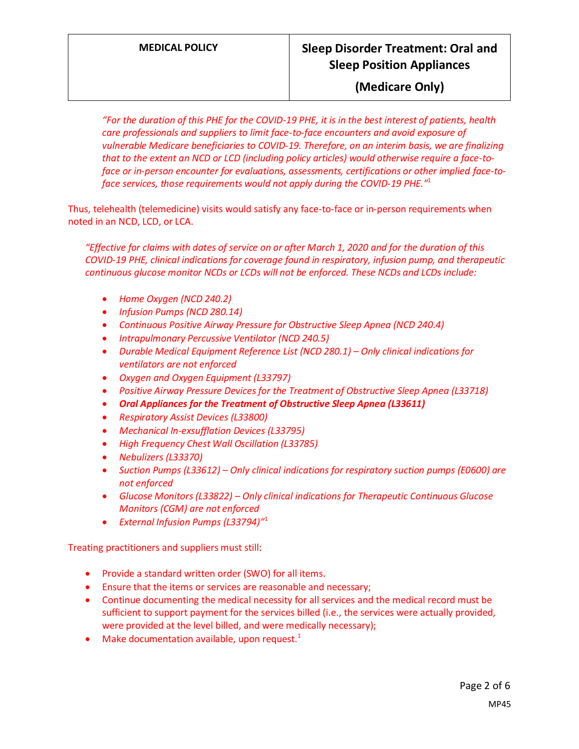*"For the duration of this PHE for the COVID-19 PHE, it is in the best interest of patients, health care professionals and suppliers to limit face-to-face encounters and avoid exposure of vulnerable Medicare beneficiaries to COVID-19. Therefore, on an interim basis, we are finalizing that to the extent an NCD or LCD (including policy articles) would otherwise require a face-to-face or in-person encounter for evaluations, assessments, certifications or other implied face-to-face services, those requirements would not apply during the COVID-19 PHE."*[1]

Thus, telehealth (telemedicine) visits would satisfy any face-to-face or in-person requirements when noted in an NCD, LCD, or LCA.

*"Effective for claims with dates of service on or after March 1, 2020 and for the duration of this COVID-19 PHE, clinical indications for coverage found in respiratory, infusion pump, and therapeutic continuous glucose monitor NCDs or LCDs will not be enforced. These NCDs and LCDs include:*

- *Home Oxygen (NCD 240.2)*
- *Infusion Pumps (NCD 280.14)*
- *Continuous Positive Airway Pressure for Obstructive Sleep Apnea (NCD 240.4)*
- *Intrapulmonary Percussive Ventilator (NCD 240.5)*
- *Durable Medical Equipment Reference List (NCD 280.1) – Only clinical indications for ventilators are not enforced*
- *Oxygen and Oxygen Equipment (L33797)*
- *Positive Airway Pressure Devices for the Treatment of Obstructive Sleep Apnea (L33718)*
- ***Oral Appliances for the Treatment of Obstructive Sleep Apnea (L33611)***
- *Respiratory Assist Devices (L33800)*
- *Mechanical In-exsufflation Devices (L33795)*
- *High Frequency Chest Wall Oscillation (L33785)*
- *Nebulizers (L33370)*
- *Suction Pumps (L33612) – Only clinical indications for respiratory suction pumps (E0600) are not enforced*
- *Glucose Monitors (L33822) – Only clinical indications for Therapeutic Continuous Glucose Monitors (CGM) are not enforced*
- *External Infusion Pumps (L33794)"*[1]

Treating practitioners and suppliers must still:

- Provide a standard written order (SWO) for all items.
- Ensure that the items or services are reasonable and necessary;
- Continue documenting the medical necessity for all services and the medical record must be sufficient to support payment for the services billed (i.e., the services were actually provided, were provided at the level billed, and were medically necessary);
- Make documentation available, upon request.[1]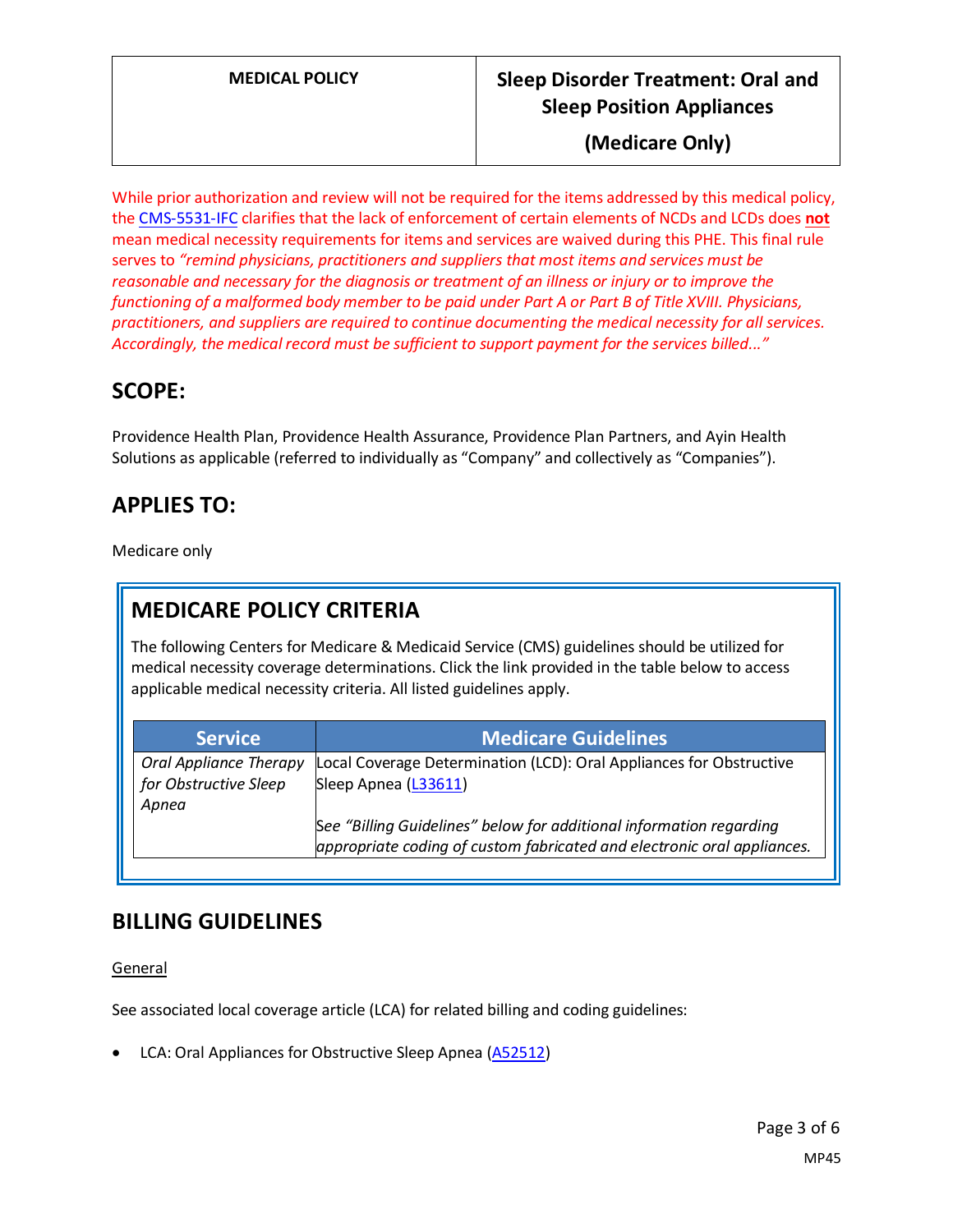| MEDICAL POLICY | Sleep Disorder Treatment: Oral and Sleep Position Appliances (Medicare Only) |
|---|---|

While prior authorization and review will not be required for the items addressed by this medical policy, the CMS-5531-IFC clarifies that the lack of enforcement of certain elements of NCDs and LCDs does **not** mean medical necessity requirements for items and services are waived during this PHE. This final rule serves to *"remind physicians, practitioners and suppliers that most items and services must be reasonable and necessary for the diagnosis or treatment of an illness or injury or to improve the functioning of a malformed body member to be paid under Part A or Part B of Title XVIII. Physicians, practitioners, and suppliers are required to continue documenting the medical necessity for all services. Accordingly, the medical record must be sufficient to support payment for the services billed..."*

## SCOPE:

Providence Health Plan, Providence Health Assurance, Providence Plan Partners, and Ayin Health Solutions as applicable (referred to individually as "Company" and collectively as "Companies").

## APPLIES TO:

Medicare only

## MEDICARE POLICY CRITERIA

The following Centers for Medicare & Medicaid Service (CMS) guidelines should be utilized for medical necessity coverage determinations. Click the link provided in the table below to access applicable medical necessity criteria. All listed guidelines apply.

| Service | Medicare Guidelines |
|---|---|
| *Oral Appliance Therapy for Obstructive Sleep Apnea* | Local Coverage Determination (LCD): Oral Appliances for Obstructive Sleep Apnea (L33611)<br><br>*See "Billing Guidelines" below for additional information regarding appropriate coding of custom fabricated and electronic oral appliances.* |

## BILLING GUIDELINES

General

See associated local coverage article (LCA) for related billing and coding guidelines:

- LCA: Oral Appliances for Obstructive Sleep Apnea (A52512)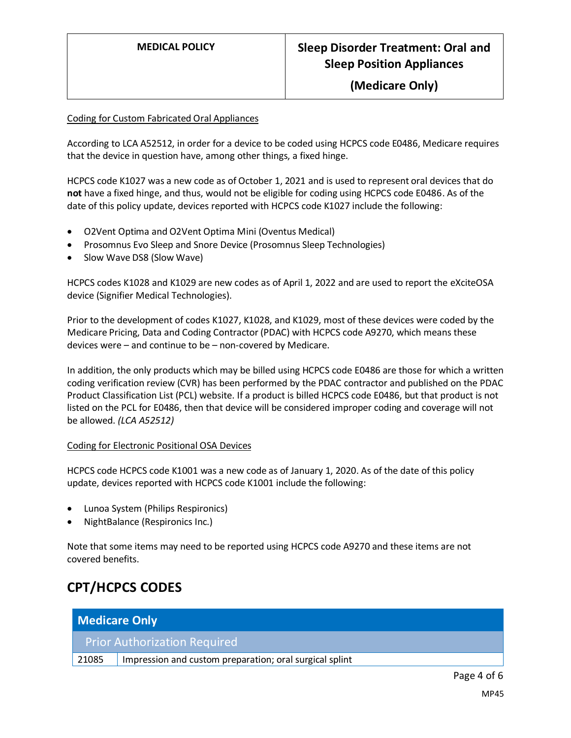Coding for Custom Fabricated Oral Appliances

According to LCA A52512, in order for a device to be coded using HCPCS code E0486, Medicare requires that the device in question have, among other things, a fixed hinge.

HCPCS code K1027 was a new code as of October 1, 2021 and is used to represent oral devices that do **not** have a fixed hinge, and thus, would not be eligible for coding using HCPCS code E0486. As of the date of this policy update, devices reported with HCPCS code K1027 include the following:

- O2Vent Optima and O2Vent Optima Mini (Oventus Medical)
- Prosomnus Evo Sleep and Snore Device (Prosomnus Sleep Technologies)
- Slow Wave DS8 (Slow Wave)

HCPCS codes K1028 and K1029 are new codes as of April 1, 2022 and are used to report the eXciteOSA device (Signifier Medical Technologies).

Prior to the development of codes K1027, K1028, and K1029, most of these devices were coded by the Medicare Pricing, Data and Coding Contractor (PDAC) with HCPCS code A9270, which means these devices were – and continue to be – non-covered by Medicare.

In addition, the only products which may be billed using HCPCS code E0486 are those for which a written coding verification review (CVR) has been performed by the PDAC contractor and published on the PDAC Product Classification List (PCL) website. If a product is billed HCPCS code E0486, but that product is not listed on the PCL for E0486, then that device will be considered improper coding and coverage will not be allowed. *(LCA A52512)*

Coding for Electronic Positional OSA Devices

HCPCS code HCPCS code K1001 was a new code as of January 1, 2020. As of the date of this policy update, devices reported with HCPCS code K1001 include the following:

- Lunoa System (Philips Respironics)
- NightBalance (Respironics Inc.)

Note that some items may need to be reported using HCPCS code A9270 and these items are not covered benefits.

## CPT/HCPCS CODES

| Medicare Only | |
|---|---|
| Prior Authorization Required | |
| 21085 | Impression and custom preparation; oral surgical splint |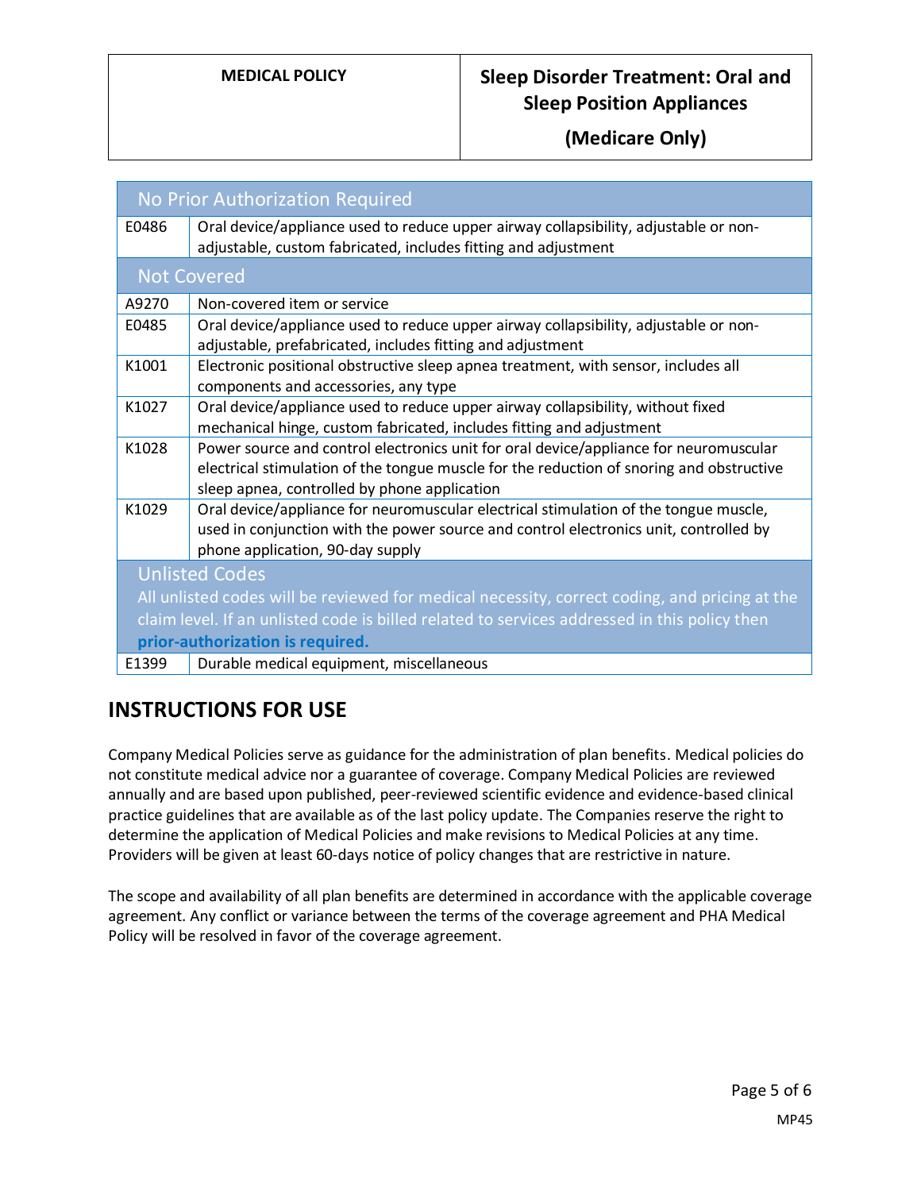| No Prior Authorization Required | |
|---|---|
| E0486 | Oral device/appliance used to reduce upper airway collapsibility, adjustable or non-adjustable, custom fabricated, includes fitting and adjustment |
| **Not Covered** | |
| A9270 | Non-covered item or service |
| E0485 | Oral device/appliance used to reduce upper airway collapsibility, adjustable or non-adjustable, prefabricated, includes fitting and adjustment |
| K1001 | Electronic positional obstructive sleep apnea treatment, with sensor, includes all components and accessories, any type |
| K1027 | Oral device/appliance used to reduce upper airway collapsibility, without fixed mechanical hinge, custom fabricated, includes fitting and adjustment |
| K1028 | Power source and control electronics unit for oral device/appliance for neuromuscular electrical stimulation of the tongue muscle for the reduction of snoring and obstructive sleep apnea, controlled by phone application |
| K1029 | Oral device/appliance for neuromuscular electrical stimulation of the tongue muscle, used in conjunction with the power source and control electronics unit, controlled by phone application, 90-day supply |
| **Unlisted Codes**<br>All unlisted codes will be reviewed for medical necessity, correct coding, and pricing at the claim level. If an unlisted code is billed related to services addressed in this policy then **prior-authorization is required.** | |
| E1399 | Durable medical equipment, miscellaneous |

## INSTRUCTIONS FOR USE

Company Medical Policies serve as guidance for the administration of plan benefits. Medical policies do not constitute medical advice nor a guarantee of coverage. Company Medical Policies are reviewed annually and are based upon published, peer-reviewed scientific evidence and evidence-based clinical practice guidelines that are available as of the last policy update. The Companies reserve the right to determine the application of Medical Policies and make revisions to Medical Policies at any time. Providers will be given at least 60-days notice of policy changes that are restrictive in nature.

The scope and availability of all plan benefits are determined in accordance with the applicable coverage agreement. Any conflict or variance between the terms of the coverage agreement and PHA Medical Policy will be resolved in favor of the coverage agreement.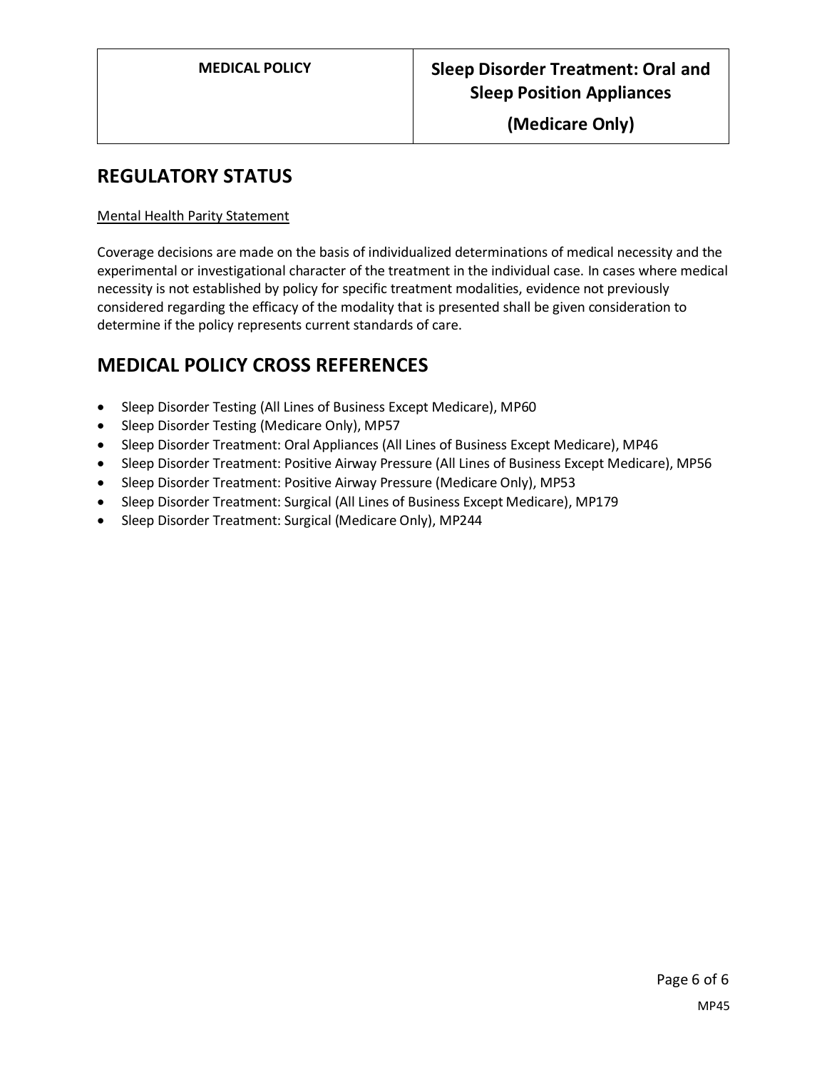## REGULATORY STATUS

Mental Health Parity Statement

Coverage decisions are made on the basis of individualized determinations of medical necessity and the experimental or investigational character of the treatment in the individual case. In cases where medical necessity is not established by policy for specific treatment modalities, evidence not previously considered regarding the efficacy of the modality that is presented shall be given consideration to determine if the policy represents current standards of care.

## MEDICAL POLICY CROSS REFERENCES

- Sleep Disorder Testing (All Lines of Business Except Medicare), MP60
- Sleep Disorder Testing (Medicare Only), MP57
- Sleep Disorder Treatment: Oral Appliances (All Lines of Business Except Medicare), MP46
- Sleep Disorder Treatment: Positive Airway Pressure (All Lines of Business Except Medicare), MP56
- Sleep Disorder Treatment: Positive Airway Pressure (Medicare Only), MP53
- Sleep Disorder Treatment: Surgical (All Lines of Business Except Medicare), MP179
- Sleep Disorder Treatment: Surgical (Medicare Only), MP244